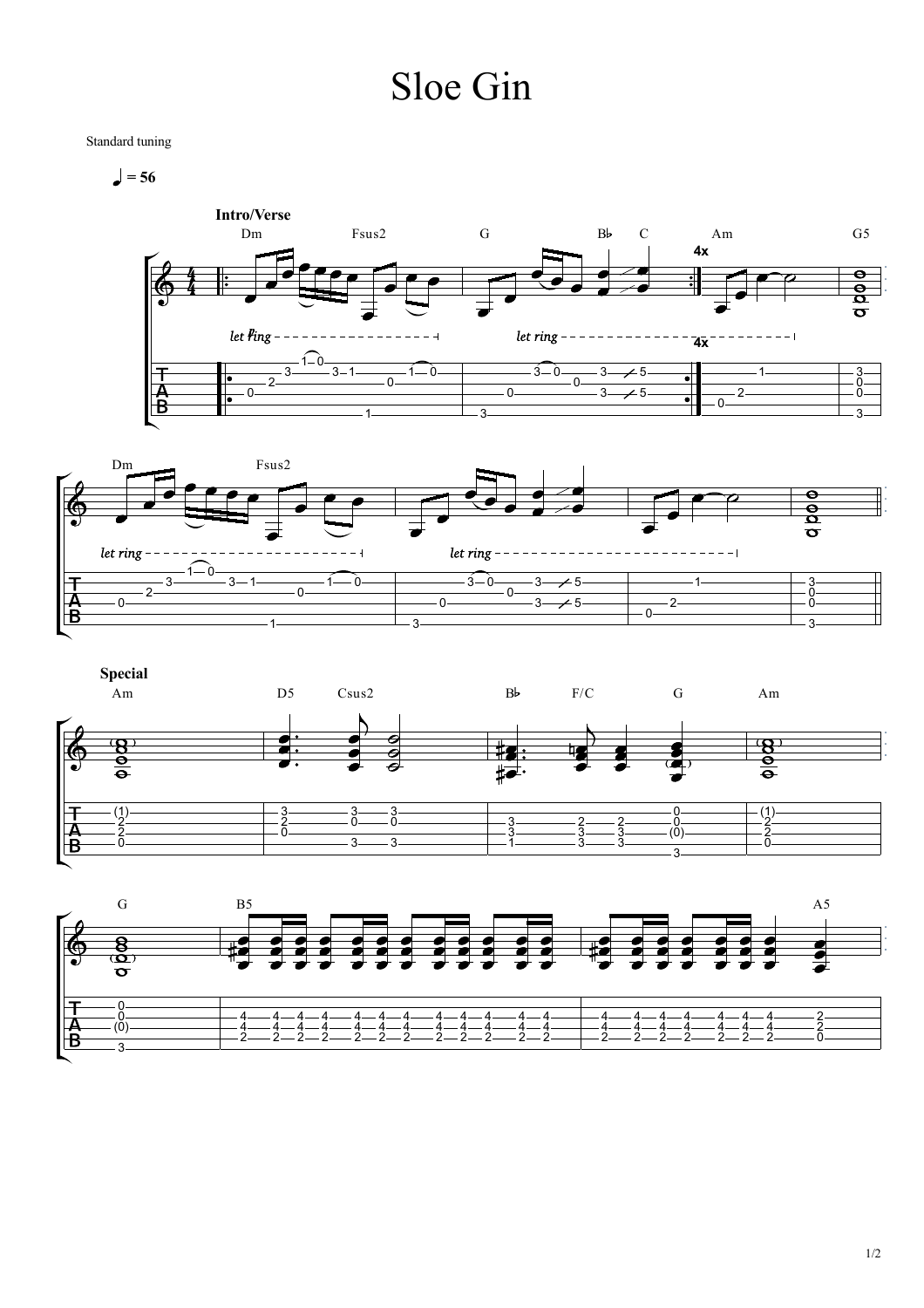# Sloe Gin

Standard tuning

♩ = 56

**Intro/Verse**

Dm Fsus2 G B♭ C Am G5

*let ring*

4x

Dm Fsus2 G Am

*let ring*

**Special**

Am D5 Csus2 B♭ F/C G Am

G B5 A5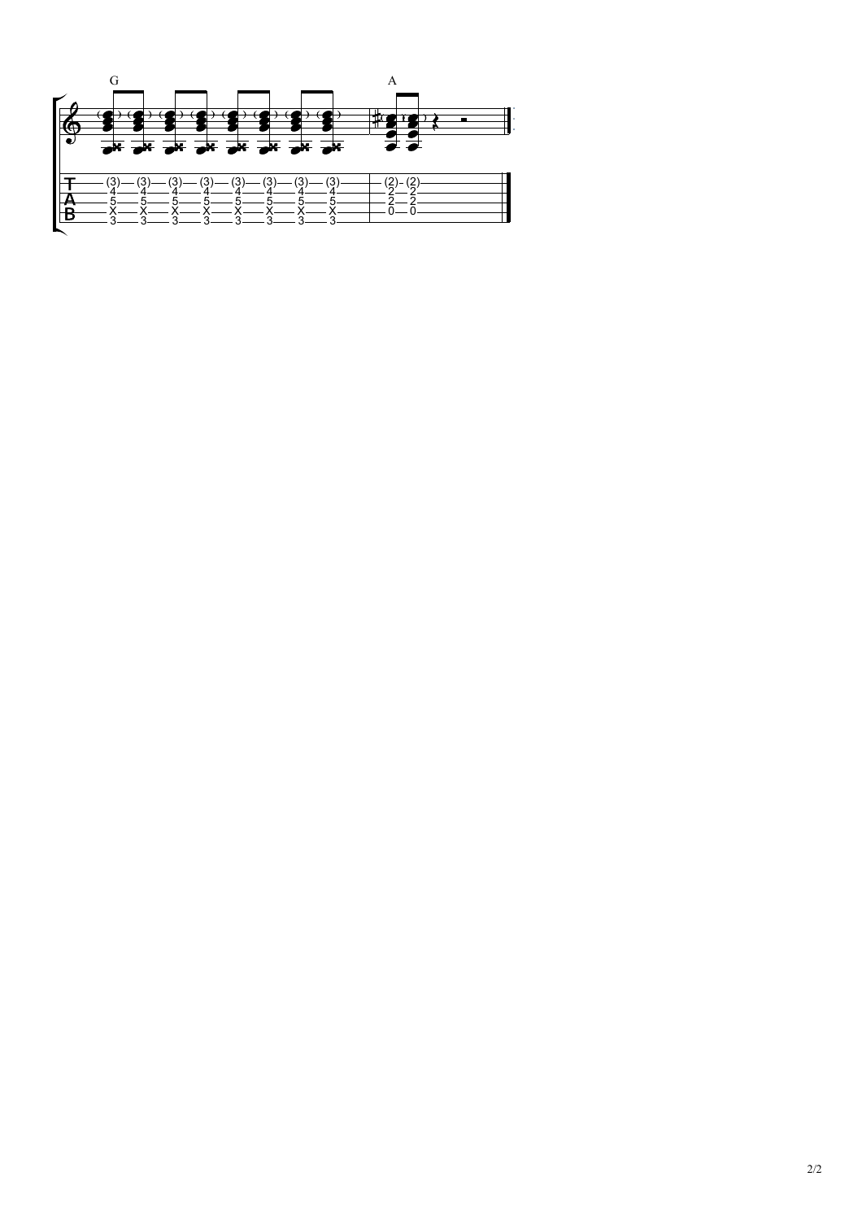G

A